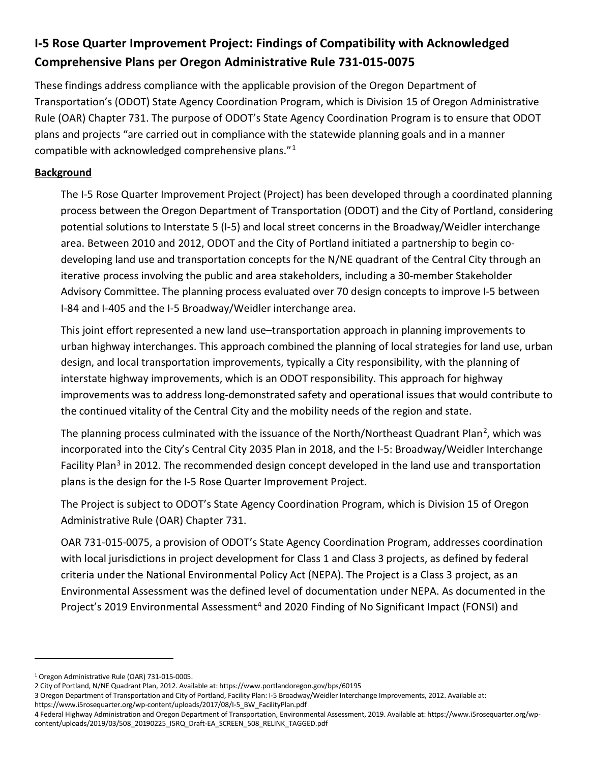# I-5 Rose Quarter Improvement Project: Findings of Compatibility with Acknowledged Comprehensive Plans per Oregon Administrative Rule 731-015-0075

These findings address compliance with the applicable provision of the Oregon Department of Transportation's (ODOT) State Agency Coordination Program, which is Division 15 of Oregon Administrative Rule (OAR) Chapter 731. The purpose of ODOT's State Agency Coordination Program is to ensure that ODOT plans and projects "are carried out in compliance with the statewide planning goals and in a manner compatible with acknowledged comprehensive plans."[1]

## Background

The I-5 Rose Quarter Improvement Project (Project) has been developed through a coordinated planning process between the Oregon Department of Transportation (ODOT) and the City of Portland, considering potential solutions to Interstate 5 (I-5) and local street concerns in the Broadway/Weidler interchange area. Between 2010 and 2012, ODOT and the City of Portland initiated a partnership to begin co-developing land use and transportation concepts for the N/NE quadrant of the Central City through an iterative process involving the public and area stakeholders, including a 30-member Stakeholder Advisory Committee. The planning process evaluated over 70 design concepts to improve I-5 between I-84 and I-405 and the I-5 Broadway/Weidler interchange area.

This joint effort represented a new land use–transportation approach in planning improvements to urban highway interchanges. This approach combined the planning of local strategies for land use, urban design, and local transportation improvements, typically a City responsibility, with the planning of interstate highway improvements, which is an ODOT responsibility. This approach for highway improvements was to address long-demonstrated safety and operational issues that would contribute to the continued vitality of the Central City and the mobility needs of the region and state.

The planning process culminated with the issuance of the North/Northeast Quadrant Plan[2], which was incorporated into the City's Central City 2035 Plan in 2018, and the I-5: Broadway/Weidler Interchange Facility Plan[3] in 2012. The recommended design concept developed in the land use and transportation plans is the design for the I-5 Rose Quarter Improvement Project.

The Project is subject to ODOT's State Agency Coordination Program, which is Division 15 of Oregon Administrative Rule (OAR) Chapter 731.

OAR 731-015-0075, a provision of ODOT's State Agency Coordination Program, addresses coordination with local jurisdictions in project development for Class 1 and Class 3 projects, as defined by federal criteria under the National Environmental Policy Act (NEPA). The Project is a Class 3 project, as an Environmental Assessment was the defined level of documentation under NEPA. As documented in the Project's 2019 Environmental Assessment[4] and 2020 Finding of No Significant Impact (FONSI) and

---

[1] Oregon Administrative Rule (OAR) 731-015-0005.

[2] City of Portland, N/NE Quadrant Plan, 2012. Available at: https://www.portlandoregon.gov/bps/60195

[3] Oregon Department of Transportation and City of Portland, Facility Plan: I-5 Broadway/Weidler Interchange Improvements, 2012. Available at: https://www.i5rosequarter.org/wp-content/uploads/2017/08/I-5_BW_FacilityPlan.pdf

[4] Federal Highway Administration and Oregon Department of Transportation, Environmental Assessment, 2019. Available at: https://www.i5rosequarter.org/wp-content/uploads/2019/03/508_20190225_I5RQ_Draft-EA_SCREEN_508_RELINK_TAGGED.pdf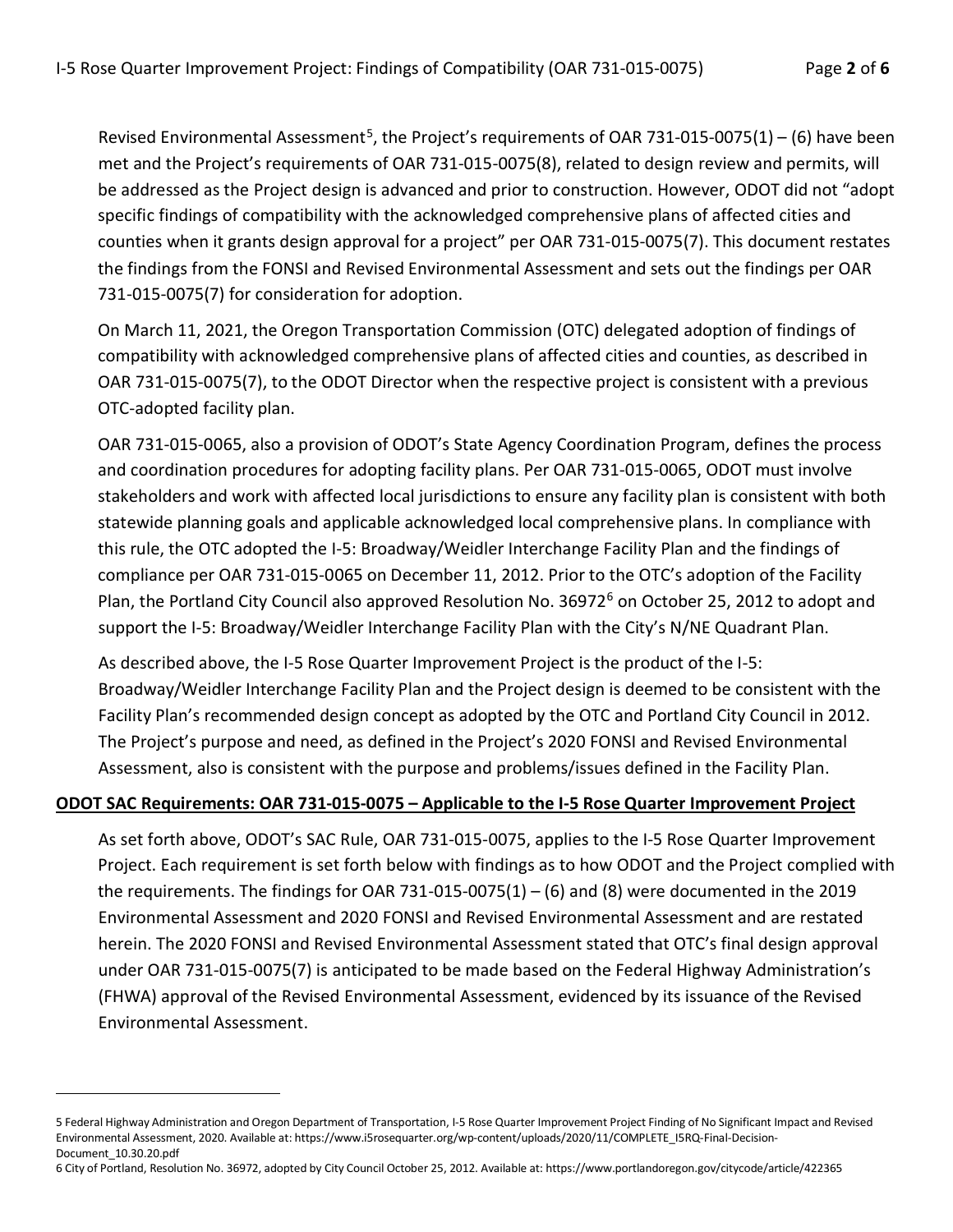Revised Environmental Assessment[5], the Project's requirements of OAR 731-015-0075(1) – (6) have been met and the Project's requirements of OAR 731-015-0075(8), related to design review and permits, will be addressed as the Project design is advanced and prior to construction. However, ODOT did not "adopt specific findings of compatibility with the acknowledged comprehensive plans of affected cities and counties when it grants design approval for a project" per OAR 731-015-0075(7). This document restates the findings from the FONSI and Revised Environmental Assessment and sets out the findings per OAR 731-015-0075(7) for consideration for adoption.

On March 11, 2021, the Oregon Transportation Commission (OTC) delegated adoption of findings of compatibility with acknowledged comprehensive plans of affected cities and counties, as described in OAR 731-015-0075(7), to the ODOT Director when the respective project is consistent with a previous OTC-adopted facility plan.

OAR 731-015-0065, also a provision of ODOT's State Agency Coordination Program, defines the process and coordination procedures for adopting facility plans. Per OAR 731-015-0065, ODOT must involve stakeholders and work with affected local jurisdictions to ensure any facility plan is consistent with both statewide planning goals and applicable acknowledged local comprehensive plans. In compliance with this rule, the OTC adopted the I-5: Broadway/Weidler Interchange Facility Plan and the findings of compliance per OAR 731-015-0065 on December 11, 2012. Prior to the OTC's adoption of the Facility Plan, the Portland City Council also approved Resolution No. 36972[6] on October 25, 2012 to adopt and support the I-5: Broadway/Weidler Interchange Facility Plan with the City's N/NE Quadrant Plan.

As described above, the I-5 Rose Quarter Improvement Project is the product of the I-5: Broadway/Weidler Interchange Facility Plan and the Project design is deemed to be consistent with the Facility Plan's recommended design concept as adopted by the OTC and Portland City Council in 2012. The Project's purpose and need, as defined in the Project's 2020 FONSI and Revised Environmental Assessment, also is consistent with the purpose and problems/issues defined in the Facility Plan.

**ODOT SAC Requirements: OAR 731-015-0075 – Applicable to the I-5 Rose Quarter Improvement Project**

As set forth above, ODOT's SAC Rule, OAR 731-015-0075, applies to the I-5 Rose Quarter Improvement Project. Each requirement is set forth below with findings as to how ODOT and the Project complied with the requirements. The findings for OAR 731-015-0075(1) – (6) and (8) were documented in the 2019 Environmental Assessment and 2020 FONSI and Revised Environmental Assessment and are restated herein. The 2020 FONSI and Revised Environmental Assessment stated that OTC's final design approval under OAR 731-015-0075(7) is anticipated to be made based on the Federal Highway Administration's (FHWA) approval of the Revised Environmental Assessment, evidenced by its issuance of the Revised Environmental Assessment.

---

5 Federal Highway Administration and Oregon Department of Transportation, I-5 Rose Quarter Improvement Project Finding of No Significant Impact and Revised Environmental Assessment, 2020. Available at: https://www.i5rosequarter.org/wp-content/uploads/2020/11/COMPLETE_I5RQ-Final-Decision-Document_10.30.20.pdf

6 City of Portland, Resolution No. 36972, adopted by City Council October 25, 2012. Available at: https://www.portlandoregon.gov/citycode/article/422365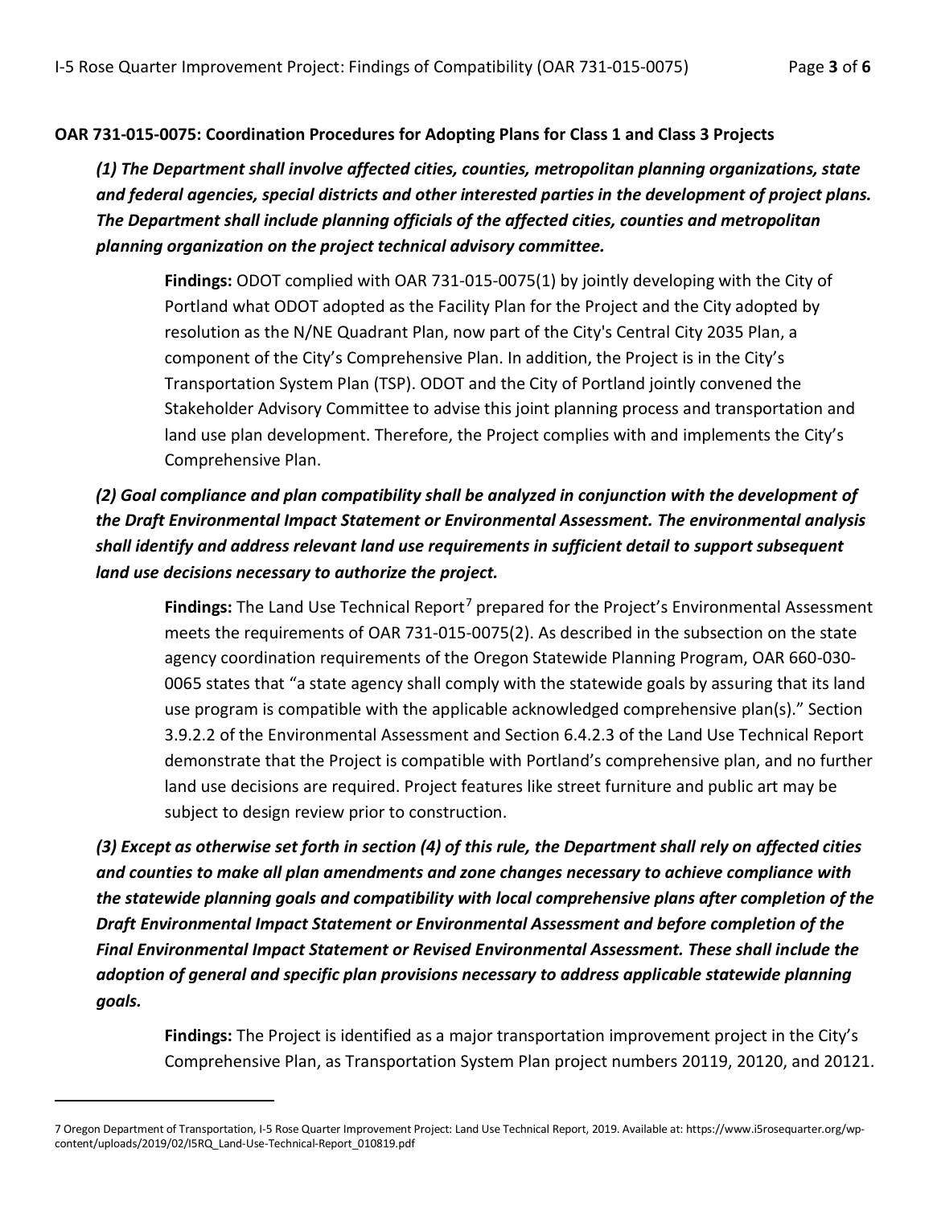**OAR 731-015-0075: Coordination Procedures for Adopting Plans for Class 1 and Class 3 Projects**

***(1) The Department shall involve affected cities, counties, metropolitan planning organizations, state and federal agencies, special districts and other interested parties in the development of project plans. The Department shall include planning officials of the affected cities, counties and metropolitan planning organization on the project technical advisory committee.***

> **Findings:** ODOT complied with OAR 731-015-0075(1) by jointly developing with the City of Portland what ODOT adopted as the Facility Plan for the Project and the City adopted by resolution as the N/NE Quadrant Plan, now part of the City's Central City 2035 Plan, a component of the City's Comprehensive Plan. In addition, the Project is in the City's Transportation System Plan (TSP). ODOT and the City of Portland jointly convened the Stakeholder Advisory Committee to advise this joint planning process and transportation and land use plan development. Therefore, the Project complies with and implements the City's Comprehensive Plan.

***(2) Goal compliance and plan compatibility shall be analyzed in conjunction with the development of the Draft Environmental Impact Statement or Environmental Assessment. The environmental analysis shall identify and address relevant land use requirements in sufficient detail to support subsequent land use decisions necessary to authorize the project.***

> **Findings:** The Land Use Technical Report[7] prepared for the Project's Environmental Assessment meets the requirements of OAR 731-015-0075(2). As described in the subsection on the state agency coordination requirements of the Oregon Statewide Planning Program, OAR 660-030-0065 states that "a state agency shall comply with the statewide goals by assuring that its land use program is compatible with the applicable acknowledged comprehensive plan(s)." Section 3.9.2.2 of the Environmental Assessment and Section 6.4.2.3 of the Land Use Technical Report demonstrate that the Project is compatible with Portland's comprehensive plan, and no further land use decisions are required. Project features like street furniture and public art may be subject to design review prior to construction.

***(3) Except as otherwise set forth in section (4) of this rule, the Department shall rely on affected cities and counties to make all plan amendments and zone changes necessary to achieve compliance with the statewide planning goals and compatibility with local comprehensive plans after completion of the Draft Environmental Impact Statement or Environmental Assessment and before completion of the Final Environmental Impact Statement or Revised Environmental Assessment. These shall include the adoption of general and specific plan provisions necessary to address applicable statewide planning goals.***

> **Findings:** The Project is identified as a major transportation improvement project in the City's Comprehensive Plan, as Transportation System Plan project numbers 20119, 20120, and 20121.

---

7 Oregon Department of Transportation, I-5 Rose Quarter Improvement Project: Land Use Technical Report, 2019. Available at: https://www.i5rosequarter.org/wp-content/uploads/2019/02/I5RQ_Land-Use-Technical-Report_010819.pdf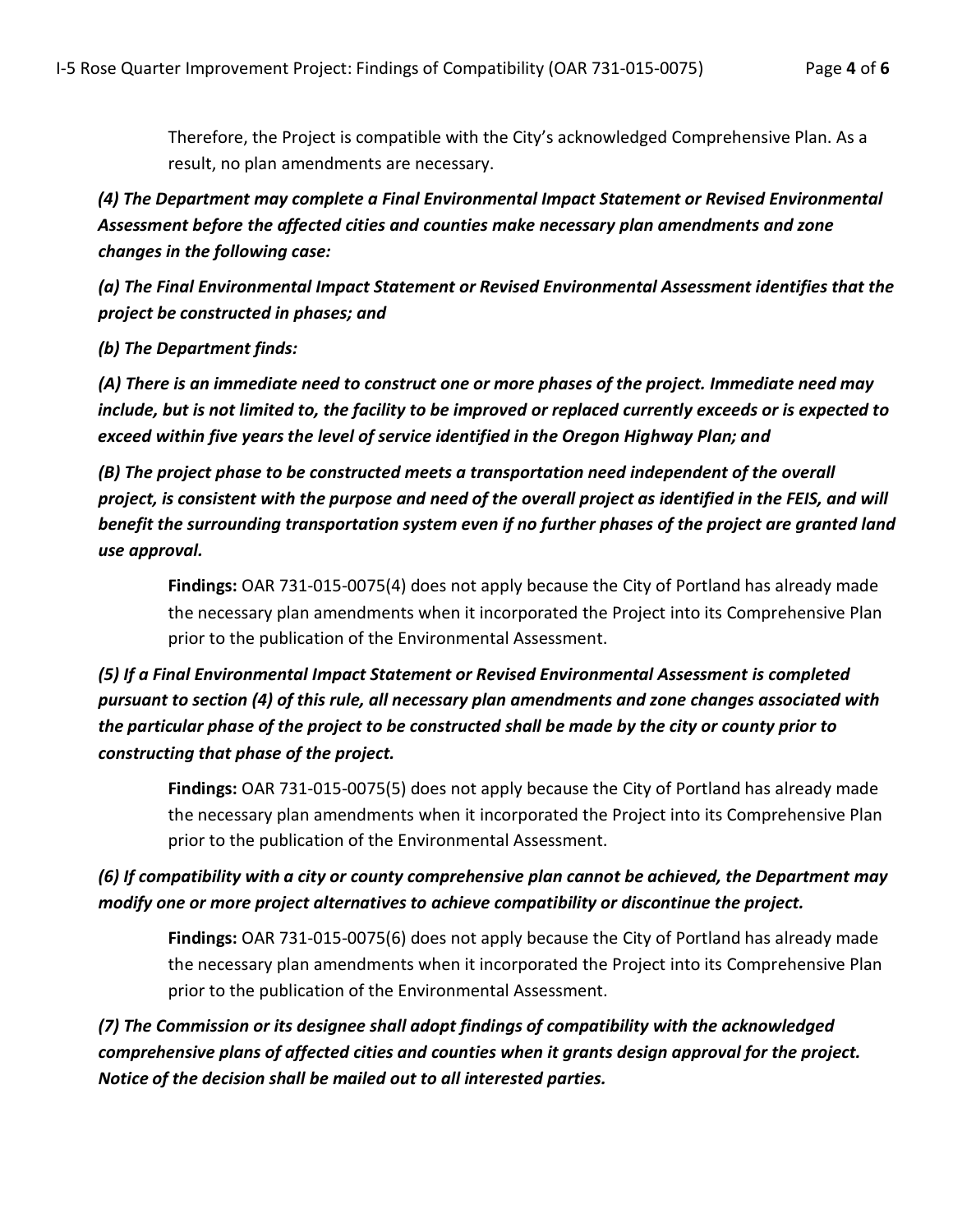Therefore, the Project is compatible with the City's acknowledged Comprehensive Plan. As a result, no plan amendments are necessary.

***(4) The Department may complete a Final Environmental Impact Statement or Revised Environmental Assessment before the affected cities and counties make necessary plan amendments and zone changes in the following case:***

***(a) The Final Environmental Impact Statement or Revised Environmental Assessment identifies that the project be constructed in phases; and***

***(b) The Department finds:***

***(A) There is an immediate need to construct one or more phases of the project. Immediate need may include, but is not limited to, the facility to be improved or replaced currently exceeds or is expected to exceed within five years the level of service identified in the Oregon Highway Plan; and***

***(B) The project phase to be constructed meets a transportation need independent of the overall project, is consistent with the purpose and need of the overall project as identified in the FEIS, and will benefit the surrounding transportation system even if no further phases of the project are granted land use approval.***

**Findings:** OAR 731-015-0075(4) does not apply because the City of Portland has already made the necessary plan amendments when it incorporated the Project into its Comprehensive Plan prior to the publication of the Environmental Assessment.

***(5) If a Final Environmental Impact Statement or Revised Environmental Assessment is completed pursuant to section (4) of this rule, all necessary plan amendments and zone changes associated with the particular phase of the project to be constructed shall be made by the city or county prior to constructing that phase of the project.***

**Findings:** OAR 731-015-0075(5) does not apply because the City of Portland has already made the necessary plan amendments when it incorporated the Project into its Comprehensive Plan prior to the publication of the Environmental Assessment.

***(6) If compatibility with a city or county comprehensive plan cannot be achieved, the Department may modify one or more project alternatives to achieve compatibility or discontinue the project.***

**Findings:** OAR 731-015-0075(6) does not apply because the City of Portland has already made the necessary plan amendments when it incorporated the Project into its Comprehensive Plan prior to the publication of the Environmental Assessment.

***(7) The Commission or its designee shall adopt findings of compatibility with the acknowledged comprehensive plans of affected cities and counties when it grants design approval for the project. Notice of the decision shall be mailed out to all interested parties.***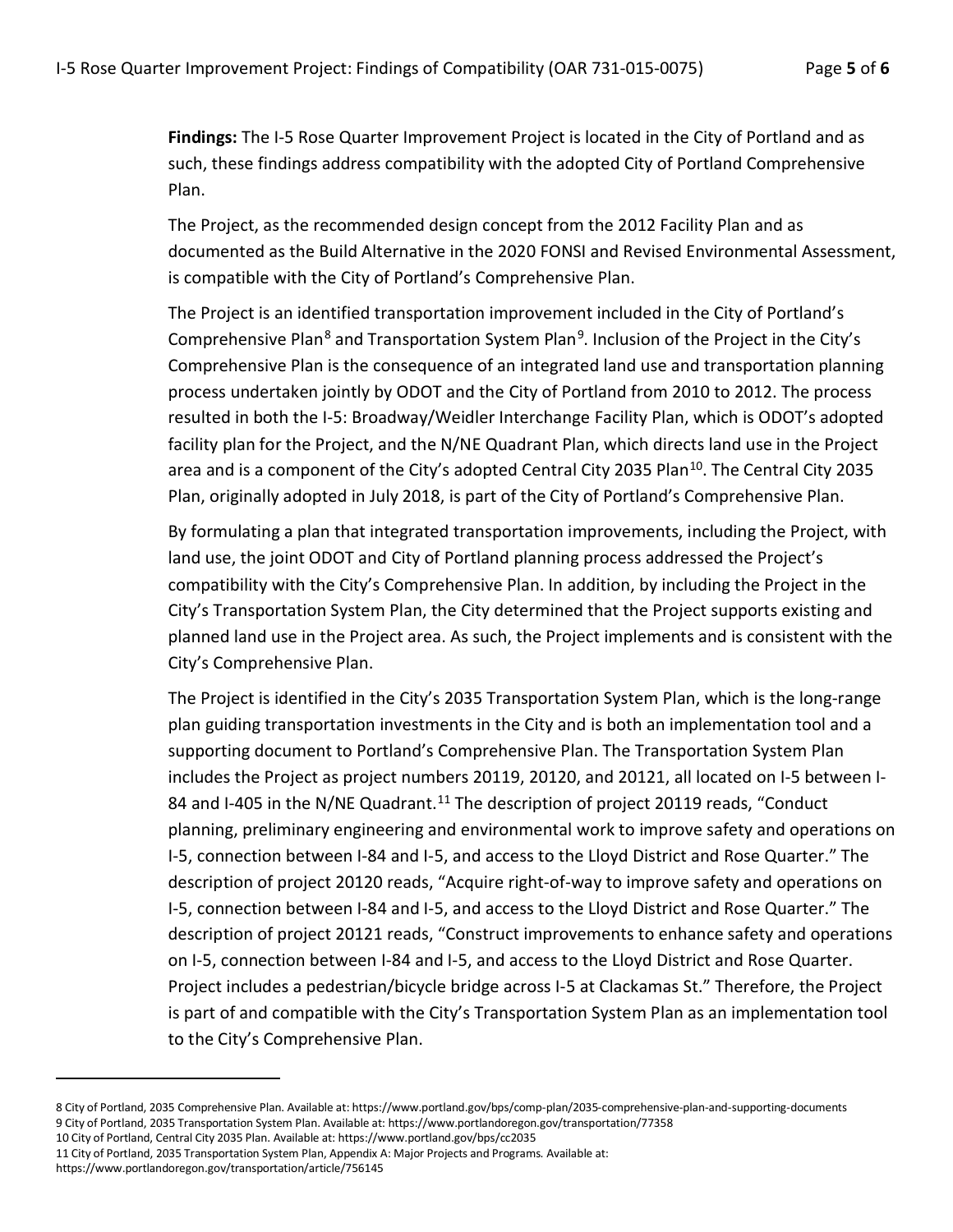**Findings:** The I-5 Rose Quarter Improvement Project is located in the City of Portland and as such, these findings address compatibility with the adopted City of Portland Comprehensive Plan.

The Project, as the recommended design concept from the 2012 Facility Plan and as documented as the Build Alternative in the 2020 FONSI and Revised Environmental Assessment, is compatible with the City of Portland's Comprehensive Plan.

The Project is an identified transportation improvement included in the City of Portland's Comprehensive Plan[8] and Transportation System Plan[9]. Inclusion of the Project in the City's Comprehensive Plan is the consequence of an integrated land use and transportation planning process undertaken jointly by ODOT and the City of Portland from 2010 to 2012. The process resulted in both the I-5: Broadway/Weidler Interchange Facility Plan, which is ODOT's adopted facility plan for the Project, and the N/NE Quadrant Plan, which directs land use in the Project area and is a component of the City's adopted Central City 2035 Plan[10]. The Central City 2035 Plan, originally adopted in July 2018, is part of the City of Portland's Comprehensive Plan.

By formulating a plan that integrated transportation improvements, including the Project, with land use, the joint ODOT and City of Portland planning process addressed the Project's compatibility with the City's Comprehensive Plan. In addition, by including the Project in the City's Transportation System Plan, the City determined that the Project supports existing and planned land use in the Project area. As such, the Project implements and is consistent with the City's Comprehensive Plan.

The Project is identified in the City's 2035 Transportation System Plan, which is the long-range plan guiding transportation investments in the City and is both an implementation tool and a supporting document to Portland's Comprehensive Plan. The Transportation System Plan includes the Project as project numbers 20119, 20120, and 20121, all located on I-5 between I-84 and I-405 in the N/NE Quadrant.[11] The description of project 20119 reads, "Conduct planning, preliminary engineering and environmental work to improve safety and operations on I-5, connection between I-84 and I-5, and access to the Lloyd District and Rose Quarter." The description of project 20120 reads, "Acquire right-of-way to improve safety and operations on I-5, connection between I-84 and I-5, and access to the Lloyd District and Rose Quarter." The description of project 20121 reads, "Construct improvements to enhance safety and operations on I-5, connection between I-84 and I-5, and access to the Lloyd District and Rose Quarter. Project includes a pedestrian/bicycle bridge across I-5 at Clackamas St." Therefore, the Project is part of and compatible with the City's Transportation System Plan as an implementation tool to the City's Comprehensive Plan.

---

8 City of Portland, 2035 Comprehensive Plan. Available at: https://www.portland.gov/bps/comp-plan/2035-comprehensive-plan-and-supporting-documents

9 City of Portland, 2035 Transportation System Plan. Available at: https://www.portlandoregon.gov/transportation/77358

10 City of Portland, Central City 2035 Plan. Available at: https://www.portland.gov/bps/cc2035

11 City of Portland, 2035 Transportation System Plan, Appendix A: Major Projects and Programs. Available at: https://www.portlandoregon.gov/transportation/article/756145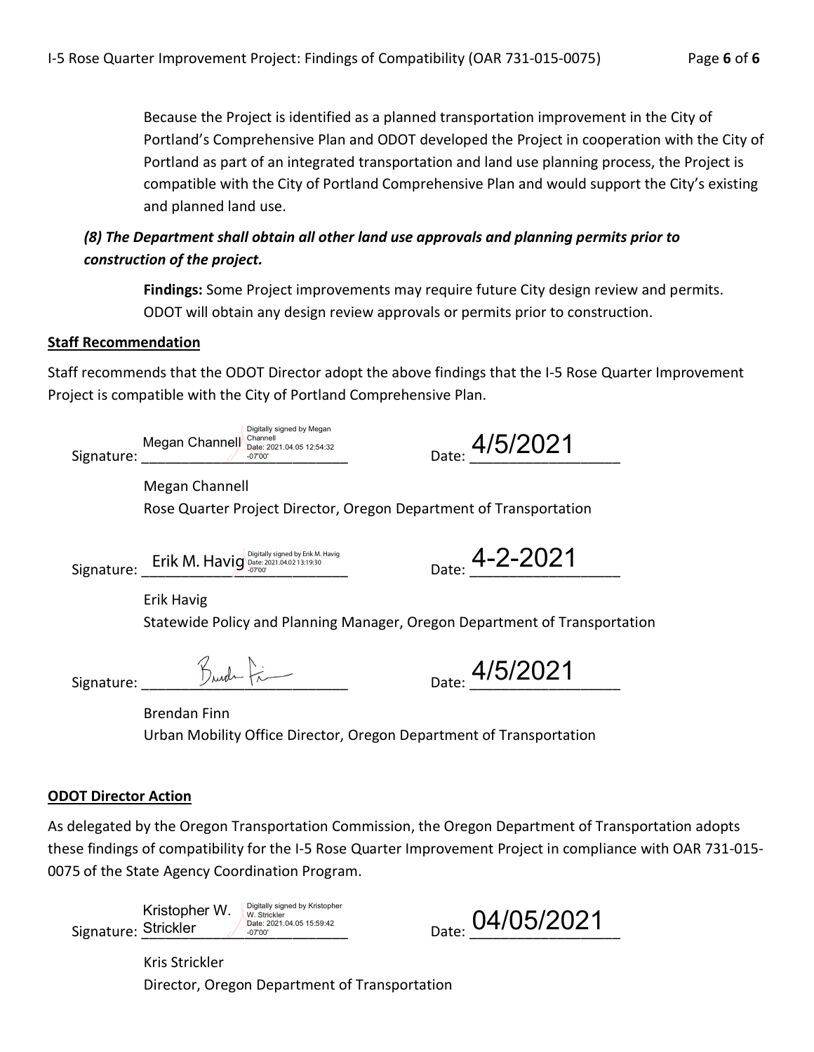Because the Project is identified as a planned transportation improvement in the City of Portland's Comprehensive Plan and ODOT developed the Project in cooperation with the City of Portland as part of an integrated transportation and land use planning process, the Project is compatible with the City of Portland Comprehensive Plan and would support the City's existing and planned land use.

***(8) The Department shall obtain all other land use approvals and planning permits prior to construction of the project.***

**Findings:** Some Project improvements may require future City design review and permits. ODOT will obtain any design review approvals or permits prior to construction.

**Staff Recommendation**

Staff recommends that the ODOT Director adopt the above findings that the I-5 Rose Quarter Improvement Project is compatible with the City of Portland Comprehensive Plan.

Signature: Megan Channell (Digitally signed by Megan Channell Date: 2021.04.05 12:54:32 -07'00') Date: 4/5/2021

Megan Channell
Rose Quarter Project Director, Oregon Department of Transportation

Signature: Erik M. Havig (Digitally signed by Erik M. Havig Date: 2021.04.02 13:19:30 -07'00') Date: 4-2-2021

Erik Havig
Statewide Policy and Planning Manager, Oregon Department of Transportation

Signature: ____________________ Date: 4/5/2021

Brendan Finn
Urban Mobility Office Director, Oregon Department of Transportation

**ODOT Director Action**

As delegated by the Oregon Transportation Commission, the Oregon Department of Transportation adopts these findings of compatibility for the I-5 Rose Quarter Improvement Project in compliance with OAR 731-015-0075 of the State Agency Coordination Program.

Signature: Kristopher W. Strickler (Digitally signed by Kristopher W. Strickler Date: 2021.04.05 15:59:42 -07'00') Date: 04/05/2021

Kris Strickler
Director, Oregon Department of Transportation